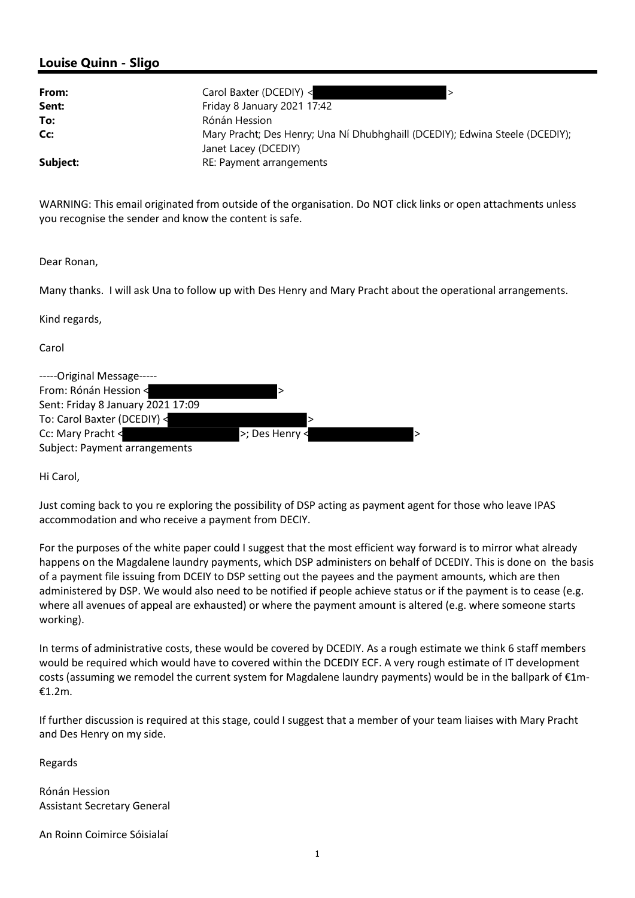## Louise Quinn - Sligo

| | |
|---|---|
| **From:** | Carol Baxter (DCEDIY) < > |
| **Sent:** | Friday 8 January 2021 17:42 |
| **To:** | Rónán Hession |
| **Cc:** | Mary Pracht; Des Henry; Una Ní Dhubhghaill (DCEDIY); Edwina Steele (DCEDIY); Janet Lacey (DCEDIY) |
| **Subject:** | RE: Payment arrangements |

WARNING: This email originated from outside of the organisation. Do NOT click links or open attachments unless you recognise the sender and know the content is safe.

Dear Ronan,

Many thanks. I will ask Una to follow up with Des Henry and Mary Pracht about the operational arrangements.

Kind regards,

Carol

-----Original Message-----
From: Rónán Hession < >
Sent: Friday 8 January 2021 17:09
To: Carol Baxter (DCEDIY) < >
Cc: Mary Pracht < >; Des Henry < >
Subject: Payment arrangements

Hi Carol,

Just coming back to you re exploring the possibility of DSP acting as payment agent for those who leave IPAS accommodation and who receive a payment from DECIY.

For the purposes of the white paper could I suggest that the most efficient way forward is to mirror what already happens on the Magdalene laundry payments, which DSP administers on behalf of DCEDIY. This is done on the basis of a payment file issuing from DCEIY to DSP setting out the payees and the payment amounts, which are then administered by DSP. We would also need to be notified if people achieve status or if the payment is to cease (e.g. where all avenues of appeal are exhausted) or where the payment amount is altered (e.g. where someone starts working).

In terms of administrative costs, these would be covered by DCEDIY. As a rough estimate we think 6 staff members would be required which would have to covered within the DCEDIY ECF. A very rough estimate of IT development costs (assuming we remodel the current system for Magdalene laundry payments) would be in the ballpark of €1m-€1.2m.

If further discussion is required at this stage, could I suggest that a member of your team liaises with Mary Pracht and Des Henry on my side.

Regards

Rónán Hession
Assistant Secretary General

An Roinn Coimirce Sóisialaí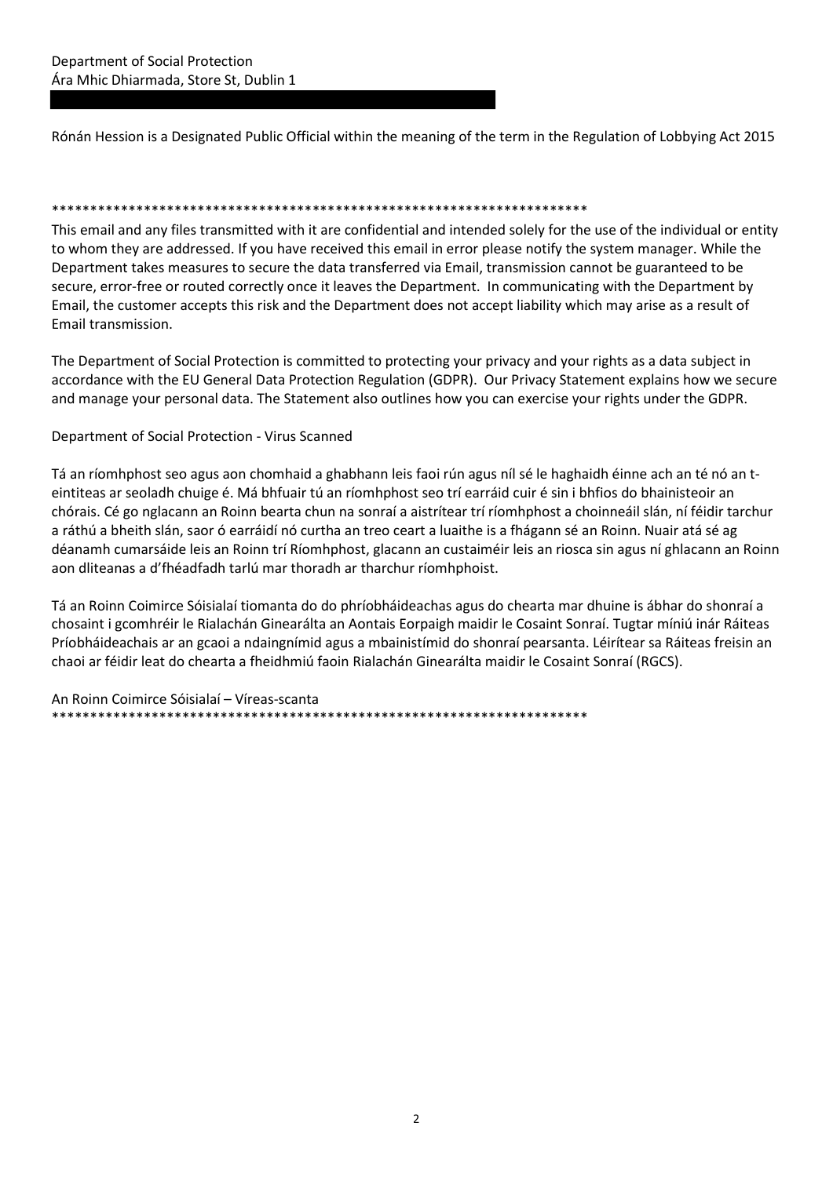Department of Social Protection
Ára Mhic Dhiarmada, Store St, Dublin 1

Rónán Hession is a Designated Public Official within the meaning of the term in the Regulation of Lobbying Act 2015

************************************************************************

This email and any files transmitted with it are confidential and intended solely for the use of the individual or entity to whom they are addressed. If you have received this email in error please notify the system manager. While the Department takes measures to secure the data transferred via Email, transmission cannot be guaranteed to be secure, error-free or routed correctly once it leaves the Department. In communicating with the Department by Email, the customer accepts this risk and the Department does not accept liability which may arise as a result of Email transmission.

The Department of Social Protection is committed to protecting your privacy and your rights as a data subject in accordance with the EU General Data Protection Regulation (GDPR). Our Privacy Statement explains how we secure and manage your personal data. The Statement also outlines how you can exercise your rights under the GDPR.

Department of Social Protection - Virus Scanned

Tá an ríomhphost seo agus aon chomhaid a ghabhann leis faoi rún agus níl sé le haghaidh éinne ach an té nó an t-eintiteas ar seoladh chuige é. Má bhfuair tú an ríomhphost seo trí earráid cuir é sin i bhfios do bhainisteoir an chórais. Cé go nglacann an Roinn bearta chun na sonraí a aistrítear trí ríomhphost a choinneáil slán, ní féidir tarchur a ráthú a bheith slán, saor ó earráidí nó curtha an treo ceart a luaithe is a fhágann sé an Roinn. Nuair atá sé ag déanamh cumarsáide leis an Roinn trí Ríomhphost, glacann an custaiméir leis an riosca sin agus ní ghlacann an Roinn aon dliteanas a d'fhéadfadh tarlú mar thoradh ar tharchur ríomhphoist.

Tá an Roinn Coimirce Sóisialaí tiomanta do do phríobháideachas agus do chearta mar dhuine is ábhar do shonraí a chosaint i gcomhréir le Rialachán Ginearálta an Aontais Eorpaigh maidir le Cosaint Sonraí. Tugtar míniú inár Ráiteas Príobháideachais ar an gcaoi a ndaingnímid agus a mbainistímid do shonraí pearsanta. Léirítear sa Ráiteas freisin an chaoi ar féidir leat do chearta a fheidhmiú faoin Rialachán Ginearálta maidir le Cosaint Sonraí (RGCS).

An Roinn Coimirce Sóisialaí – Víreas-scanta
************************************************************************